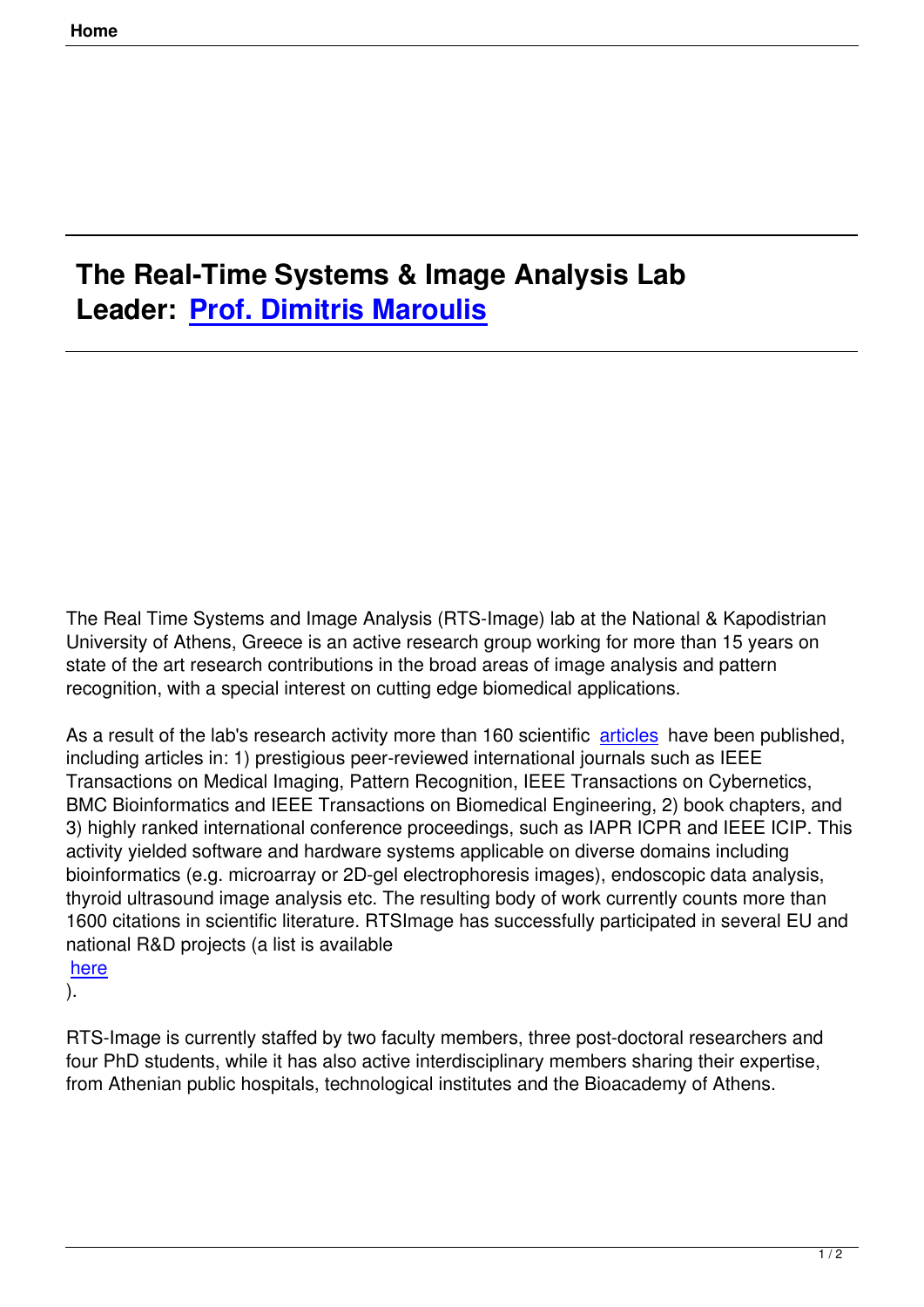# The Real-Time Systems & Image Analysis Lab
# Leader: Prof. Dimitris Maroulis

The Real Time Systems and Image Analysis (RTS-Image) lab at the National & Kapodistrian University of Athens, Greece is an active research group working for more than 15 years on state of the art research contributions in the broad areas of image analysis and pattern recognition, with a special interest on cutting edge biomedical applications.

As a result of the lab's research activity more than 160 scientific articles have been published, including articles in: 1) prestigious peer-reviewed international journals such as IEEE Transactions on Medical Imaging, Pattern Recognition, IEEE Transactions on Cybernetics, BMC Bioinformatics and IEEE Transactions on Biomedical Engineering, 2) book chapters, and 3) highly ranked international conference proceedings, such as IAPR ICPR and IEEE ICIP. This activity yielded software and hardware systems applicable on diverse domains including bioinformatics (e.g. microarray or 2D-gel electrophoresis images), endoscopic data analysis, thyroid ultrasound image analysis etc. The resulting body of work currently counts more than 1600 citations in scientific literature. RTSImage has successfully participated in several EU and national R&D projects (a list is available here).

RTS-Image is currently staffed by two faculty members, three post-doctoral researchers and four PhD students, while it has also active interdisciplinary members sharing their expertise, from Athenian public hospitals, technological institutes and the Bioacademy of Athens.